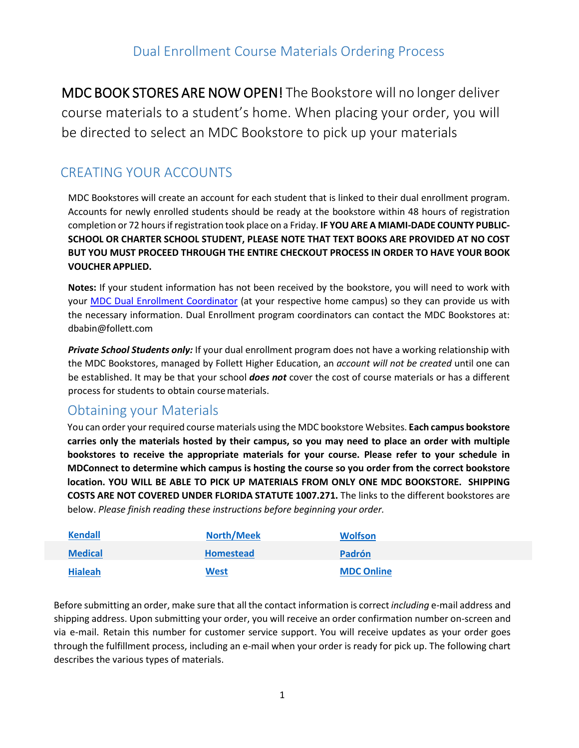# Dual Enrollment Course Materials Ordering Process

MDC BOOK STORES ARE NOW OPEN! The Bookstore will no longer deliver course materials to a student's home. When placing your order, you will be directed to select an MDC Bookstore to pick up your materials

## CREATING YOUR ACCOUNTS

MDC Bookstores will create an account for each student that is linked to their dual enrollment program. Accounts for newly enrolled students should be ready at the bookstore within 48 hours of registration completion or 72 hours if registration took place on a Friday. **IF YOU ARE A MIAMI-DADE COUNTY PUBLIC-SCHOOL OR CHARTER SCHOOL STUDENT, PLEASE NOTE THAT TEXT BOOKS ARE PROVIDED AT NO COST BUT YOU MUST PROCEED THROUGH THE ENTIRE CHECKOUT PROCESS IN ORDER TO HAVE YOUR BOOK VOUCHER APPLIED.**

**Notes:** If your student information has not been received by the bookstore, you will need to work with your MDC Dual Enrollment Coordinator (at your respective home campus) so they can provide us with the necessary information. Dual Enrollment program coordinators can contact the MDC Bookstores at: dbabin@follett.com

***Private School Students only:*** If your dual enrollment program does not have a working relationship with the MDC Bookstores, managed by Follett Higher Education, an *account will not be created* until one can be established. It may be that your school ***does not*** cover the cost of course materials or has a different process for students to obtain course materials.

## Obtaining your Materials

You can order your required course materials using the MDC bookstore Websites. **Each campus bookstore carries only the materials hosted by their campus, so you may need to place an order with multiple bookstores to receive the appropriate materials for your course. Please refer to your schedule in MDConnect to determine which campus is hosting the course so you order from the correct bookstore location. YOU WILL BE ABLE TO PICK UP MATERIALS FROM ONLY ONE MDC BOOKSTORE. SHIPPING COSTS ARE NOT COVERED UNDER FLORIDA STATUTE 1007.271.** The links to the different bookstores are below. *Please finish reading these instructions before beginning your order.*

| | | |
|---|---|---|
| **Kendall** | **North/Meek** | **Wolfson** |
| **Medical** | **Homestead** | **Padrón** |
| **Hialeah** | **West** | **MDC Online** |

Before submitting an order, make sure that all the contact information is correct *including* e-mail address and shipping address. Upon submitting your order, you will receive an order confirmation number on-screen and via e-mail. Retain this number for customer service support. You will receive updates as your order goes through the fulfillment process, including an e-mail when your order is ready for pick up. The following chart describes the various types of materials.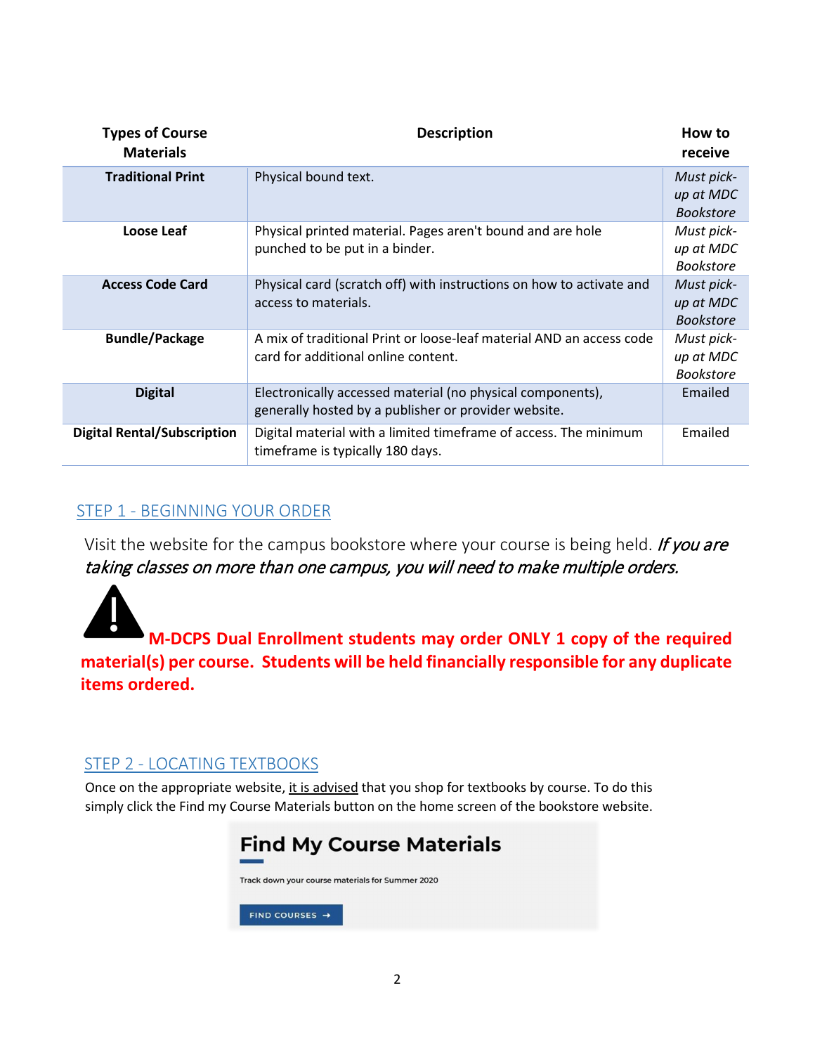| Types of Course Materials | Description | How to receive |
|---|---|---|
| **Traditional Print** | Physical bound text. | *Must pick-up at MDC Bookstore* |
| **Loose Leaf** | Physical printed material. Pages aren't bound and are hole punched to be put in a binder. | *Must pick-up at MDC Bookstore* |
| **Access Code Card** | Physical card (scratch off) with instructions on how to activate and access to materials. | *Must pick-up at MDC Bookstore* |
| **Bundle/Package** | A mix of traditional Print or loose-leaf material AND an access code card for additional online content. | *Must pick-up at MDC Bookstore* |
| **Digital** | Electronically accessed material (no physical components), generally hosted by a publisher or provider website. | Emailed |
| **Digital Rental/Subscription** | Digital material with a limited timeframe of access. The minimum timeframe is typically 180 days. | Emailed |

## STEP 1 - BEGINNING YOUR ORDER

Visit the website for the campus bookstore where your course is being held. *If you are taking classes on more than one campus, you will need to make multiple orders.*

**M-DCPS Dual Enrollment students may order ONLY 1 copy of the required material(s) per course. Students will be held financially responsible for any duplicate items ordered.**

## STEP 2 - LOCATING TEXTBOOKS

Once on the appropriate website, it is advised that you shop for textbooks by course. To do this simply click the Find my Course Materials button on the home screen of the bookstore website.

**Find My Course Materials**

Track down your course materials for Summer 2020

FIND COURSES →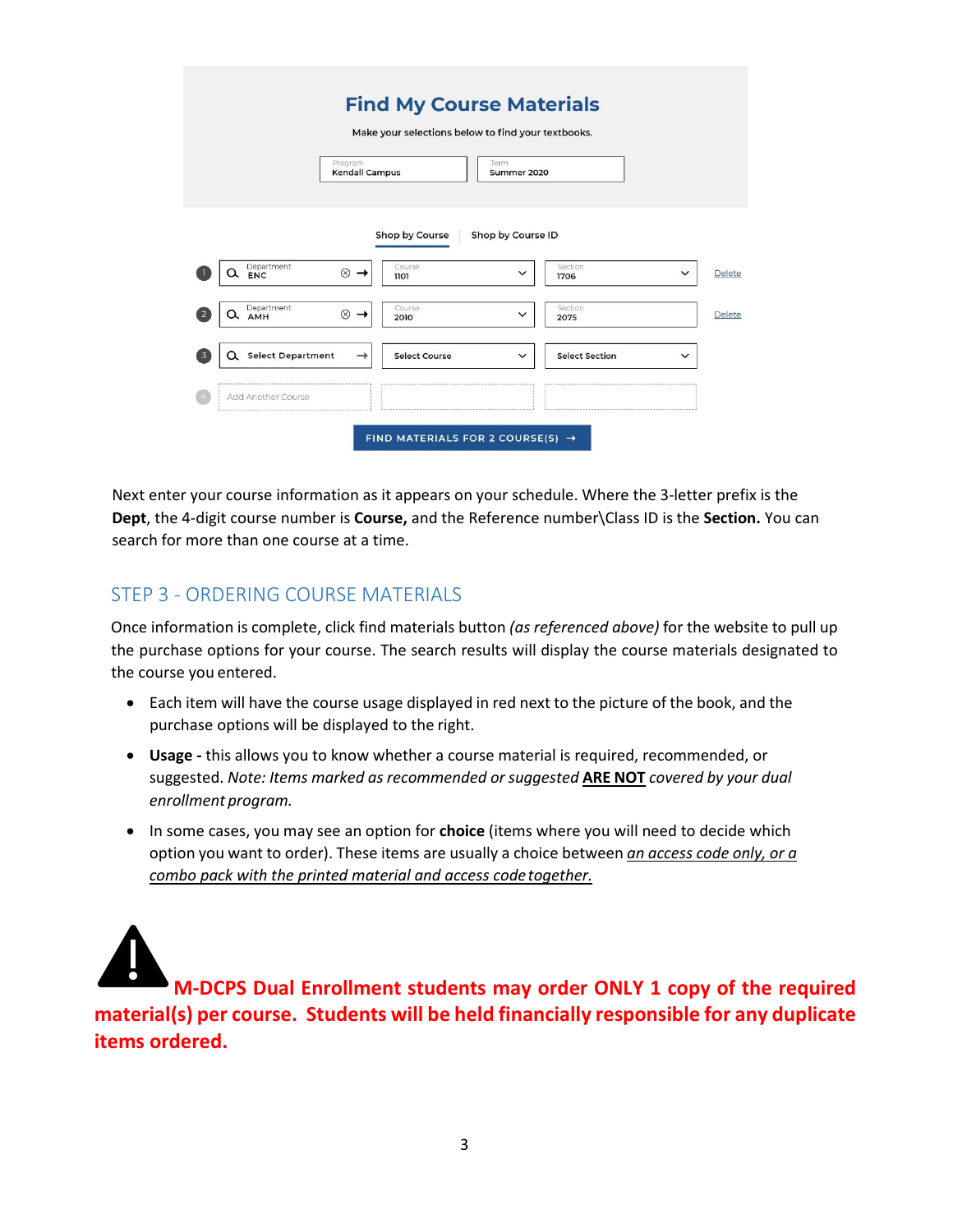Find My Course Materials

Make your selections below to find your textbooks.

| Program | Term |
|---|---|
| Kendall Campus | Summer 2020 |

Shop by Course | Shop by Course ID

| # | Department | Course | Section | |
|---|---|---|---|---|
| 1 | ENC | 1101 | 1706 | Delete |
| 2 | AMH | 2010 | 2075 | Delete |
| 3 | Select Department | Select Course | Select Section | |
| 4 | Add Another Course | | | |

FIND MATERIALS FOR 2 COURSE(S) →

Next enter your course information as it appears on your schedule. Where the 3-letter prefix is the **Dept**, the 4-digit course number is **Course,** and the Reference number\Class ID is the **Section.** You can search for more than one course at a time.

## STEP 3 - ORDERING COURSE MATERIALS

Once information is complete, click find materials button *(as referenced above)* for the website to pull up the purchase options for your course. The search results will display the course materials designated to the course you entered.

- Each item will have the course usage displayed in red next to the picture of the book, and the purchase options will be displayed to the right.
- **Usage -** this allows you to know whether a course material is required, recommended, or suggested. *Note: Items marked as recommended or suggested* **ARE NOT** *covered by your dual enrollment program.*
- In some cases, you may see an option for **choice** (items where you will need to decide which option you want to order). These items are usually a choice between *an access code only, or a combo pack with the printed material and access code together.*

⚠ **M-DCPS Dual Enrollment students may order ONLY 1 copy of the required material(s) per course. Students will be held financially responsible for any duplicate items ordered.**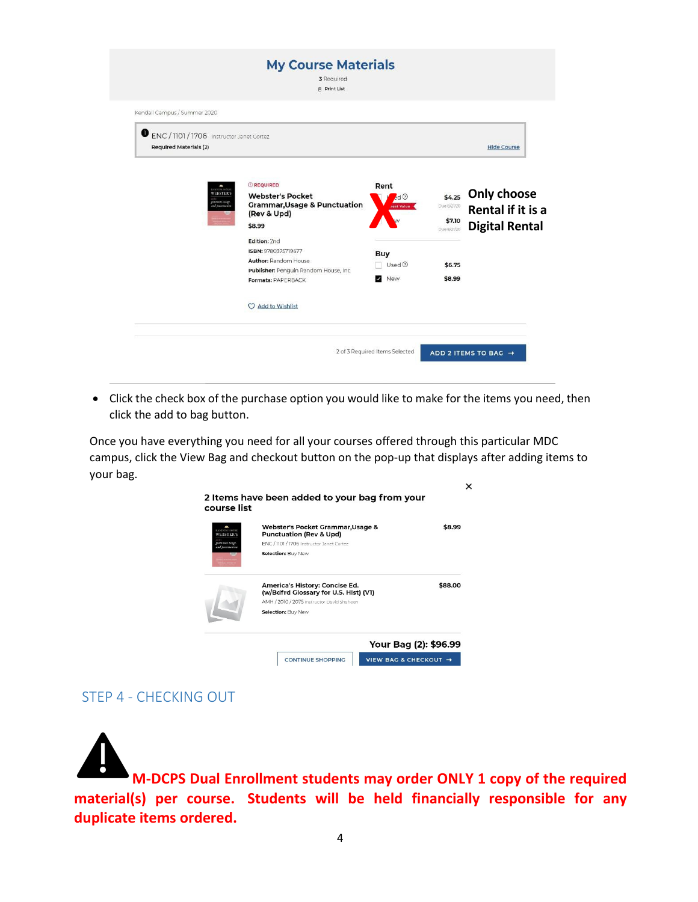My Course Materials

3 Required

Print List

Kendall Campus / Summer 2020

ENC / 1101 / 1706 Instructor Janet Cortez

Required Materials (2)

Hide Course

REQUIRED

**Webster's Pocket Grammar,Usage & Punctuation (Rev & Upd)**

$8.99

Edition: 2nd

ISBN: 9780375719677

Author: Random House

Publisher: Penguin Random House, Inc

Formats: PAPERBACK

| Rent | |
|---|---|
| Used | $4.25 Due 8/21/20 |
| New | $7.10 Due 8/21/20 |

**Only choose Rental if it is a Digital Rental**

| Buy | |
|---|---|
| Used | $6.75 |
| New | $8.99 |

Add to Wishlist

2 of 3 Required Items Selected — ADD 2 ITEMS TO BAG

- Click the check box of the purchase option you would like to make for the items you need, then click the add to bag button.

Once you have everything you need for all your courses offered through this particular MDC campus, click the View Bag and checkout button on the pop-up that displays after adding items to your bag.

**2 Items have been added to your bag from your course list**

| Item | Price |
|---|---|
| Webster's Pocket Grammar,Usage & Punctuation (Rev & Upd) — ENC / 1101 / 1706 Instructor Janet Cortez — Selection: Buy New | $8.99 |
| America's History: Concise Ed. (w/Bdfrd Glossary for U.S. Hist) (V1) — AMH / 2010 / 2075 Instructor David Shaheen — Selection: Buy New | $88.00 |

**Your Bag (2): $96.99**

CONTINUE SHOPPING | VIEW BAG & CHECKOUT

## STEP 4 - CHECKING OUT

**M-DCPS Dual Enrollment students may order ONLY 1 copy of the required material(s) per course. Students will be held financially responsible for any duplicate items ordered.**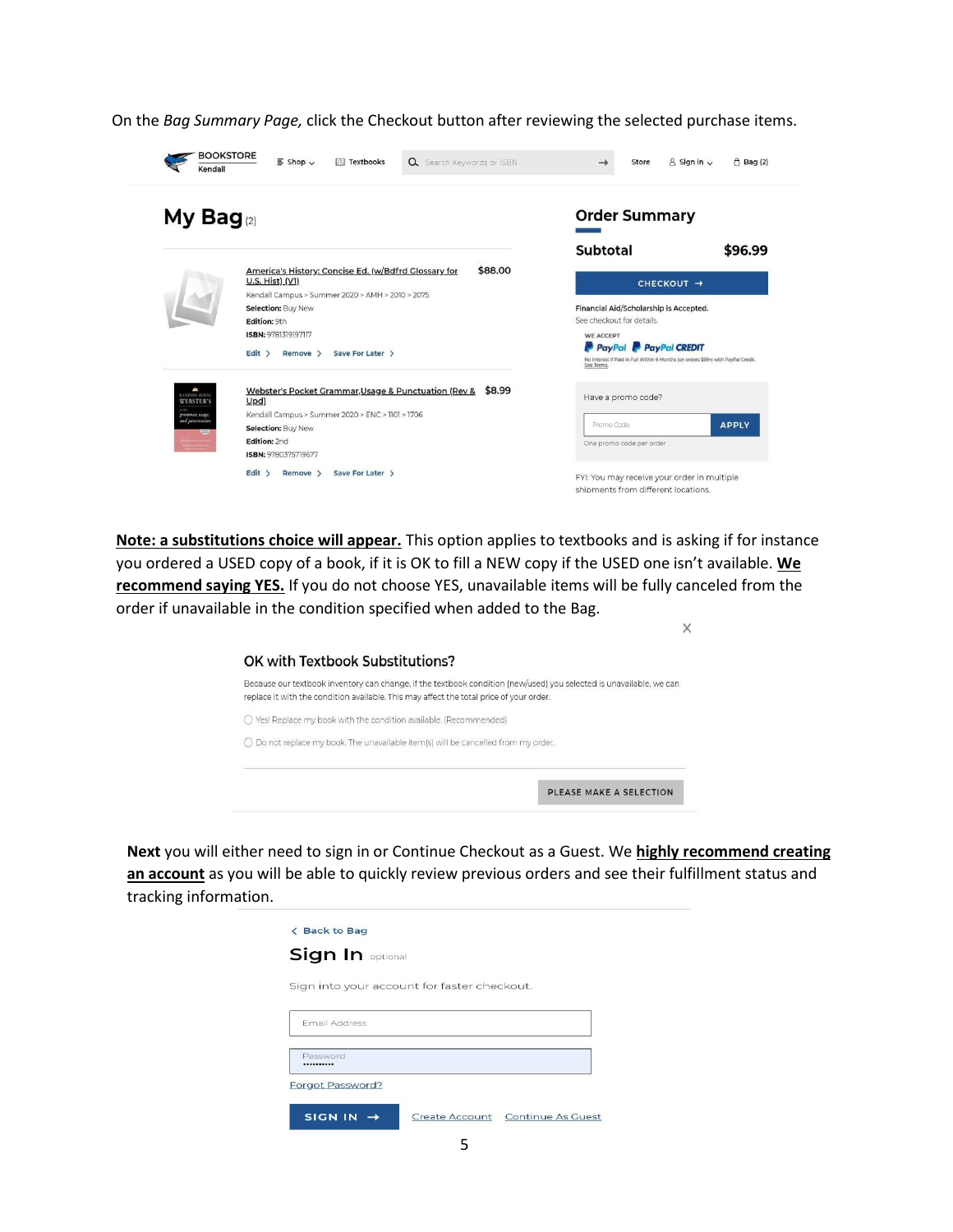On the *Bag Summary Page,* click the Checkout button after reviewing the selected purchase items.

BOOKSTORE
Kendall

Shop | Textbooks | Search Keywords or ISBN | Store | Sign In | Bag (2)

## My Bag (2)

America's History: Concise Ed. (w/Bdfrd Glossary for U.S. Hist) (V1) — $88.00
Kendall Campus > Summer 2020 > AMH > 2010 > 2075
**Selection:** Buy New
**Edition:** 9th
**ISBN:** 9781319191717
Edit > Remove > Save For Later >

Webster's Pocket Grammar,Usage & Punctuation (Rev & Upd) — $8.99
Kendall Campus > Summer 2020 > ENC > 1101 > 1706
**Selection:** Buy New
**Edition:** 2nd
**ISBN:** 9780375719677
Edit > Remove > Save For Later >

## Order Summary

**Subtotal** **$96.99**

CHECKOUT →

**Financial Aid/Scholarship is Accepted.**
See checkout for details.

WE ACCEPT
PayPal PayPal CREDIT
No interest if Paid in Full Within 6 Months (on orders $99+) with PayPal Credit. See Terms.

Have a promo code?
Promo Code | APPLY
One promo code per order

FYI: You may receive your order in multiple shipments from different locations.

<u>**Note: a substitutions choice will appear.**</u> This option applies to textbooks and is asking if for instance you ordered a USED copy of a book, if it is OK to fill a NEW copy if the USED one isn't available. <u>**We recommend saying YES.**</u> If you do not choose YES, unavailable items will be fully canceled from the order if unavailable in the condition specified when added to the Bag.

### OK with Textbook Substitutions?

Because our textbook inventory can change, if the textbook condition (new/used) you selected is unavailable, we can replace it with the condition available. This may affect the total price of your order.

- Yes! Replace my book with the condition available. (Recommended)
- Do not replace my book. The unavailable item(s) will be cancelled from my order.

PLEASE MAKE A SELECTION

**Next** you will either need to sign in or Continue Checkout as a Guest. We <u>**highly recommend creating an account**</u> as you will be able to quickly review previous orders and see their fulfillment status and tracking information.

< Back to Bag

### Sign In optional

Sign into your account for faster checkout.

Email Address

Password

Forgot Password?

SIGN IN → | Create Account | Continue As Guest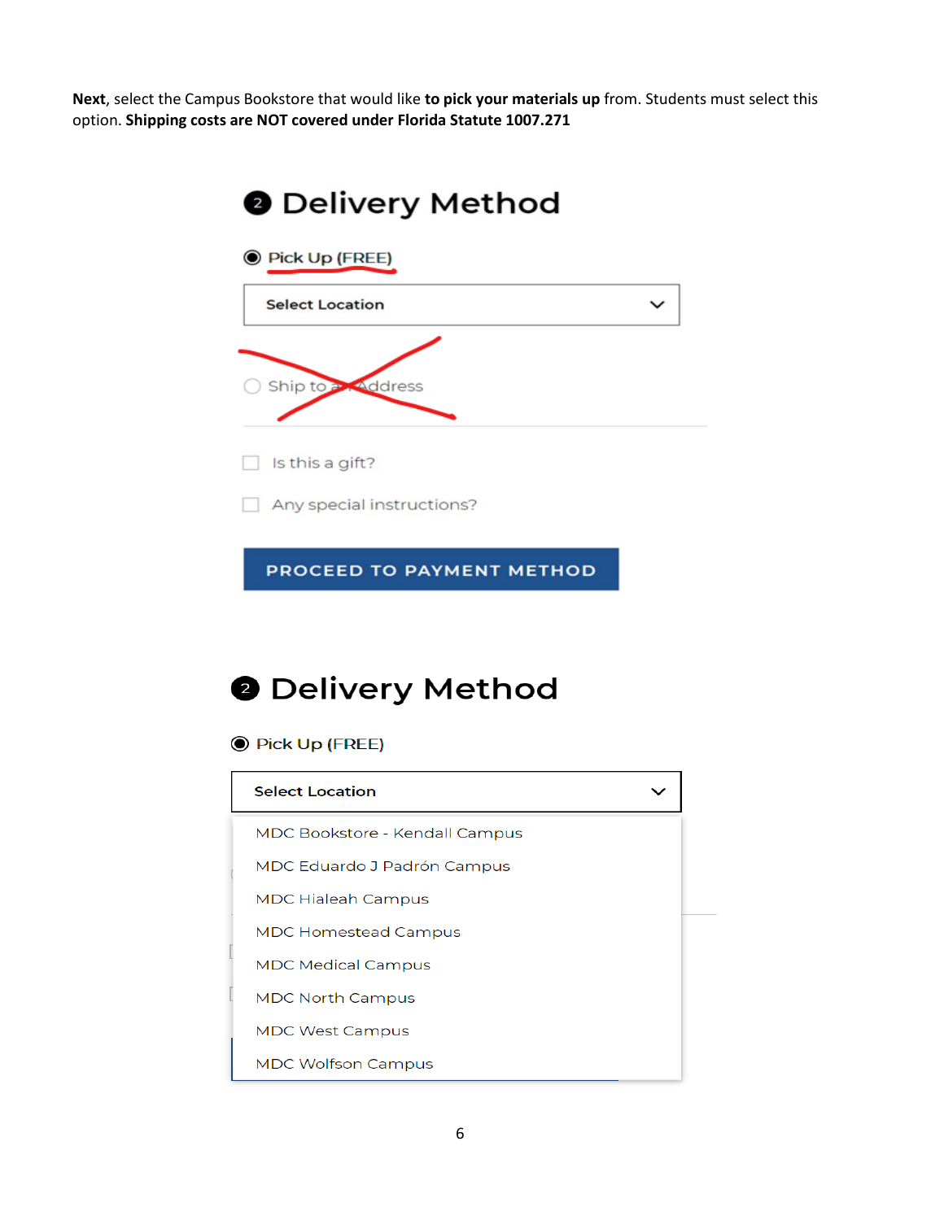**Next**, select the Campus Bookstore that would like **to pick your materials up** from. Students must select this option. **Shipping costs are NOT covered under Florida Statute 1007.271**

## 2 Delivery Method

Pick Up (FREE)

Select Location

Ship to an Address

Is this a gift?

Any special instructions?

PROCEED TO PAYMENT METHOD

## 2 Delivery Method

Pick Up (FREE)

Select Location

- MDC Bookstore - Kendall Campus
- MDC Eduardo J Padrón Campus
- MDC Hialeah Campus
- MDC Homestead Campus
- MDC Medical Campus
- MDC North Campus
- MDC West Campus
- MDC Wolfson Campus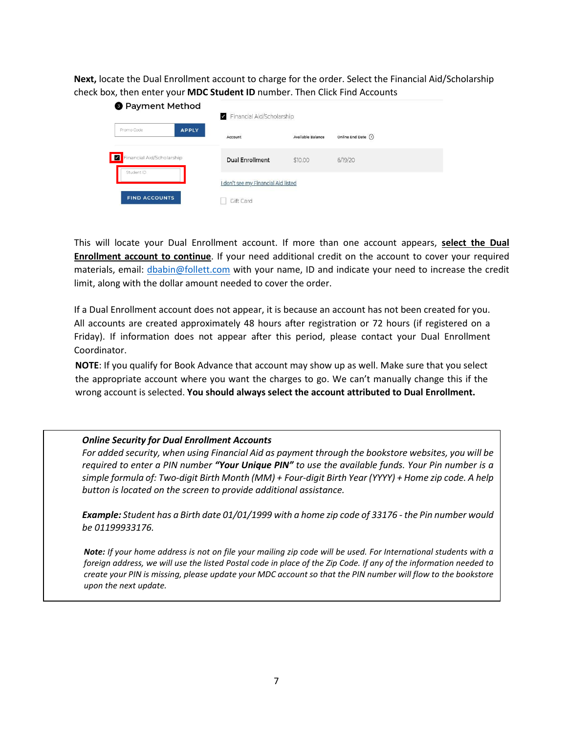**Next,** locate the Dual Enrollment account to charge for the order. Select the Financial Aid/Scholarship check box, then enter your **MDC Student ID** number. Then Click Find Accounts

This will locate your Dual Enrollment account. If more than one account appears, **select the Dual Enrollment account to continue**. If your need additional credit on the account to cover your required materials, email: dbabin@follett.com with your name, ID and indicate your need to increase the credit limit, along with the dollar amount needed to cover the order.

If a Dual Enrollment account does not appear, it is because an account has not been created for you. All accounts are created approximately 48 hours after registration or 72 hours (if registered on a Friday). If information does not appear after this period, please contact your Dual Enrollment Coordinator.

**NOTE**: If you qualify for Book Advance that account may show up as well. Make sure that you select the appropriate account where you want the charges to go. We can't manually change this if the wrong account is selected. **You should always select the account attributed to Dual Enrollment.**

***Online Security for Dual Enrollment Accounts***

*For added security, when using Financial Aid as payment through the bookstore websites, you will be required to enter a PIN number **"Your Unique PIN"** to use the available funds. Your Pin number is a simple formula of: Two-digit Birth Month (MM) + Four-digit Birth Year (YYYY) + Home zip code. A help button is located on the screen to provide additional assistance.*

***Example:** Student has a Birth date 01/01/1999 with a home zip code of 33176 - the Pin number would be 01199933176.*

***Note:** If your home address is not on file your mailing zip code will be used. For International students with a foreign address, we will use the listed Postal code in place of the Zip Code. If any of the information needed to create your PIN is missing, please update your MDC account so that the PIN number will flow to the bookstore upon the next update.*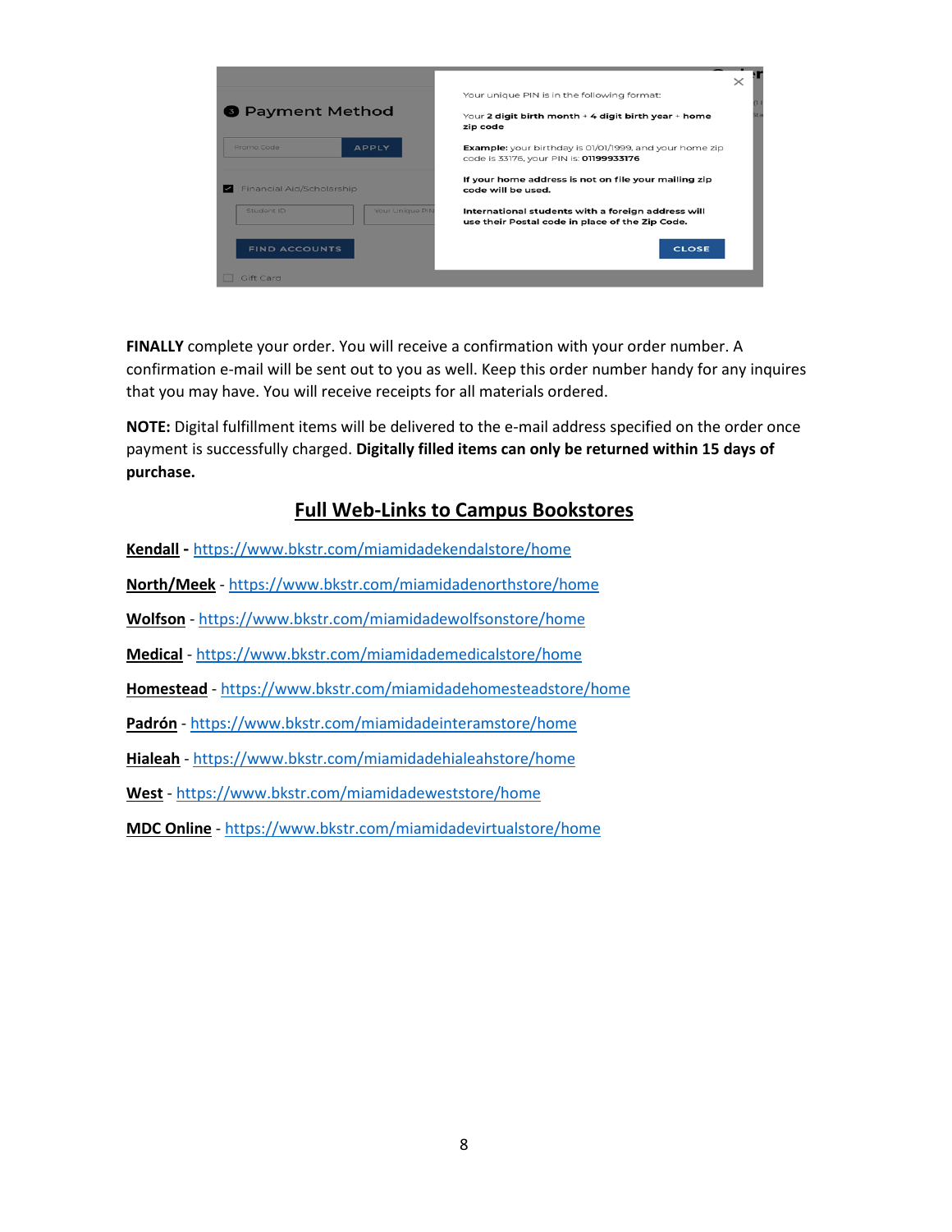**FINALLY** complete your order. You will receive a confirmation with your order number. A confirmation e-mail will be sent out to you as well. Keep this order number handy for any inquires that you may have. You will receive receipts for all materials ordered.

**NOTE:** Digital fulfillment items will be delivered to the e-mail address specified on the order once payment is successfully charged. **Digitally filled items can only be returned within 15 days of purchase.**

## Full Web-Links to Campus Bookstores

**Kendall** - https://www.bkstr.com/miamidadekendalstore/home

**North/Meek** - https://www.bkstr.com/miamidadenorthstore/home

**Wolfson** - https://www.bkstr.com/miamidadewolfsonstore/home

**Medical** - https://www.bkstr.com/miamidademedicalstore/home

**Homestead** - https://www.bkstr.com/miamidadehomesteadstore/home

**Padrón** - https://www.bkstr.com/miamidadeinteramstore/home

**Hialeah** - https://www.bkstr.com/miamidadehialeahstore/home

**West** - https://www.bkstr.com/miamidadeweststore/home

**MDC Online** - https://www.bkstr.com/miamidadevirtualstore/home